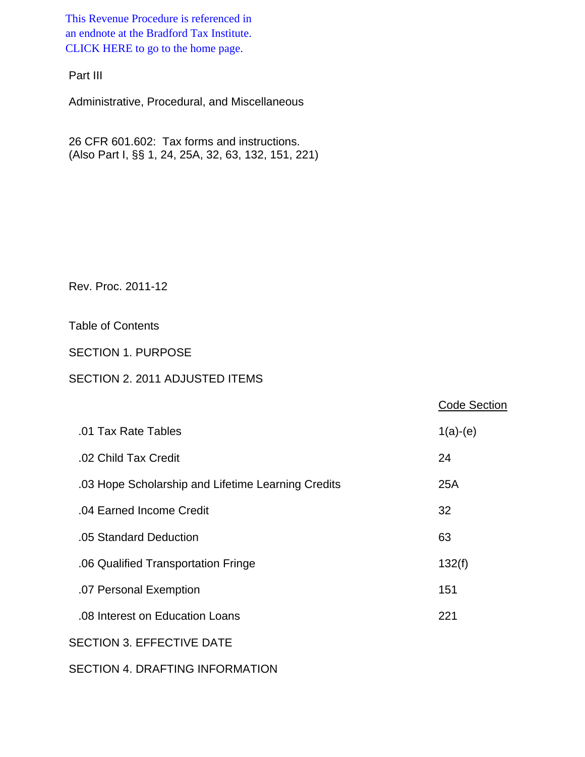This Revenue Procedure is referenced in an endnote at the Bradford Tax Institute. CLICK HERE to go to the home page.

Part III

Administrative, Procedural, and Miscellaneous

26 CFR 601.602: Tax forms and instructions.
(Also Part I, §§ 1, 24, 25A, 32, 63, 132, 151, 221)

Rev. Proc. 2011-12

Table of Contents

SECTION 1. PURPOSE

SECTION 2. 2011 ADJUSTED ITEMS

| | Code Section |
|---|---|
| .01 Tax Rate Tables | 1(a)-(e) |
| .02 Child Tax Credit | 24 |
| .03 Hope Scholarship and Lifetime Learning Credits | 25A |
| .04 Earned Income Credit | 32 |
| .05 Standard Deduction | 63 |
| .06 Qualified Transportation Fringe | 132(f) |
| .07 Personal Exemption | 151 |
| .08 Interest on Education Loans | 221 |

SECTION 3. EFFECTIVE DATE

SECTION 4. DRAFTING INFORMATION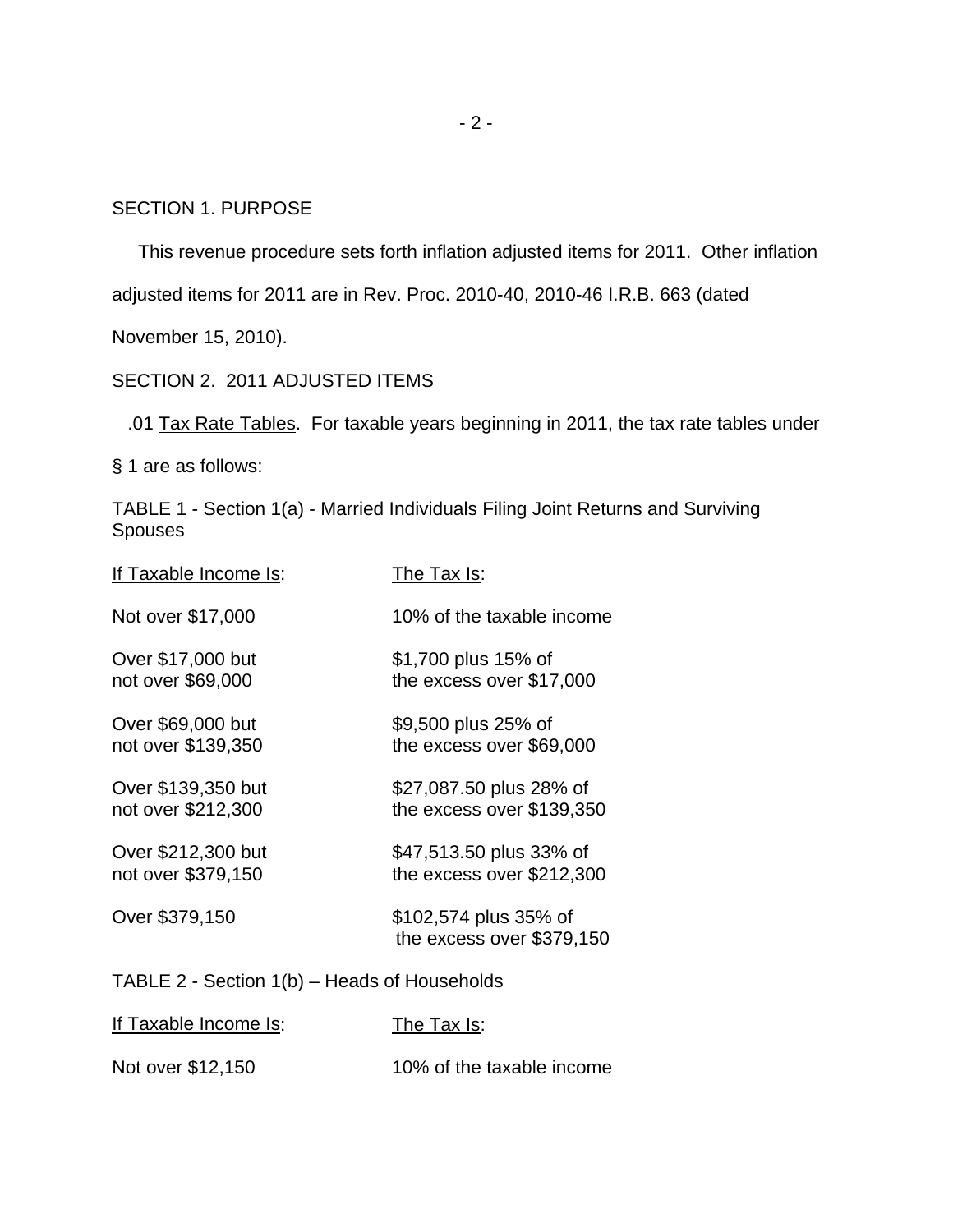SECTION 1. PURPOSE

This revenue procedure sets forth inflation adjusted items for 2011. Other inflation adjusted items for 2011 are in Rev. Proc. 2010-40, 2010-46 I.R.B. 663 (dated November 15, 2010).

SECTION 2. 2011 ADJUSTED ITEMS

.01 Tax Rate Tables. For taxable years beginning in 2011, the tax rate tables under § 1 are as follows:

TABLE 1 - Section 1(a) - Married Individuals Filing Joint Returns and Surviving Spouses

| If Taxable Income Is: | The Tax Is: |
|---|---|
| Not over $17,000 | 10% of the taxable income |
| Over $17,000 but not over $69,000 | $1,700 plus 15% of the excess over $17,000 |
| Over $69,000 but not over $139,350 | $9,500 plus 25% of the excess over $69,000 |
| Over $139,350 but not over $212,300 | $27,087.50 plus 28% of the excess over $139,350 |
| Over $212,300 but not over $379,150 | $47,513.50 plus 33% of the excess over $212,300 |
| Over $379,150 | $102,574 plus 35% of the excess over $379,150 |

TABLE 2 - Section 1(b) – Heads of Households

| If Taxable Income Is: | The Tax Is: |
|---|---|
| Not over $12,150 | 10% of the taxable income |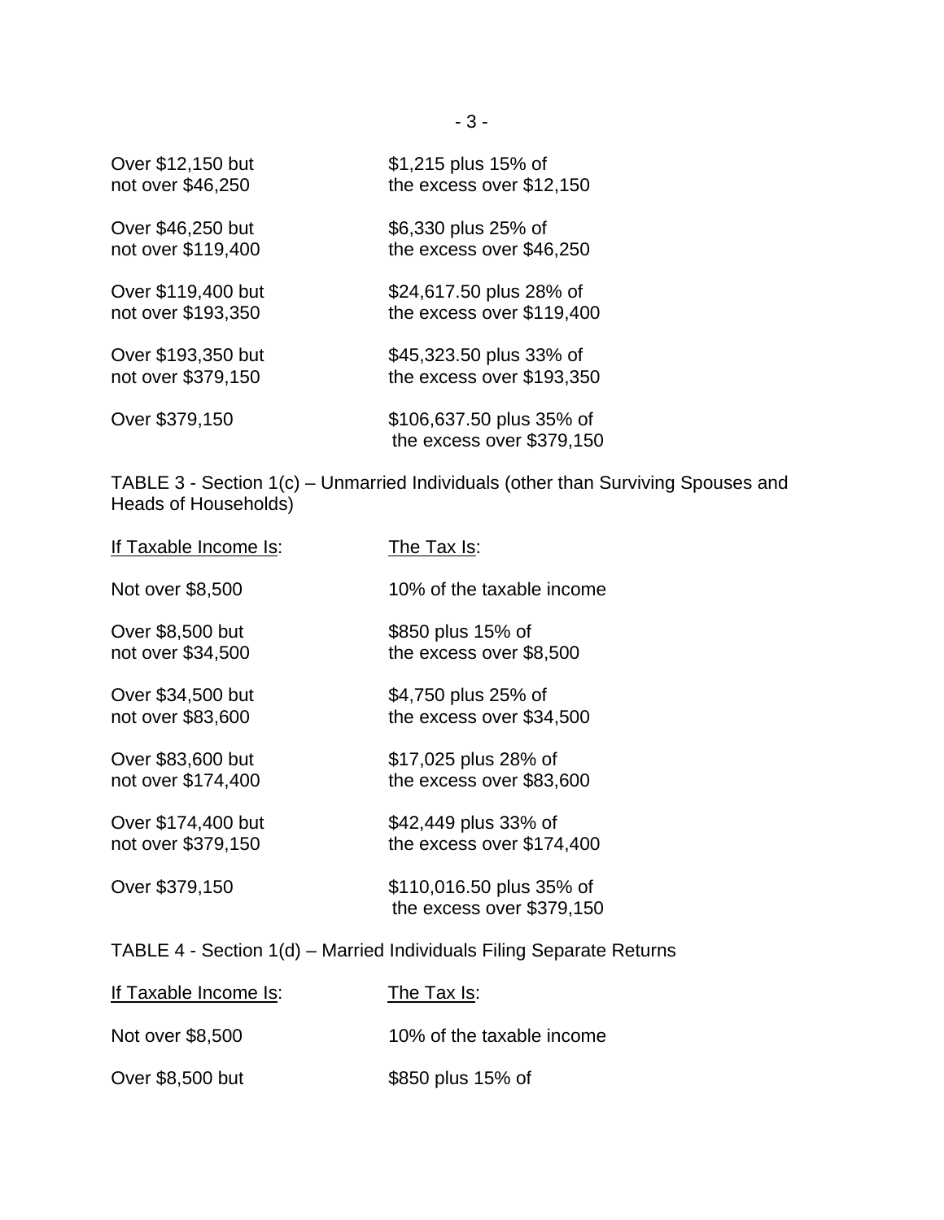| | |
|---|---|
| Over $12,150 but not over $46,250 | $1,215 plus 15% of the excess over $12,150 |
| Over $46,250 but not over $119,400 | $6,330 plus 25% of the excess over $46,250 |
| Over $119,400 but not over $193,350 | $24,617.50 plus 28% of the excess over $119,400 |
| Over $193,350 but not over $379,150 | $45,323.50 plus 33% of the excess over $193,350 |
| Over $379,150 | $106,637.50 plus 35% of the excess over $379,150 |

TABLE 3 - Section 1(c) – Unmarried Individuals (other than Surviving Spouses and Heads of Households)

| If Taxable Income Is: | The Tax Is: |
|---|---|
| Not over $8,500 | 10% of the taxable income |
| Over $8,500 but not over $34,500 | $850 plus 15% of the excess over $8,500 |
| Over $34,500 but not over $83,600 | $4,750 plus 25% of the excess over $34,500 |
| Over $83,600 but not over $174,400 | $17,025 plus 28% of the excess over $83,600 |
| Over $174,400 but not over $379,150 | $42,449 plus 33% of the excess over $174,400 |
| Over $379,150 | $110,016.50 plus 35% of the excess over $379,150 |

TABLE 4 - Section 1(d) – Married Individuals Filing Separate Returns

| If Taxable Income Is: | The Tax Is: |
|---|---|
| Not over $8,500 | 10% of the taxable income |
| Over $8,500 but | $850 plus 15% of |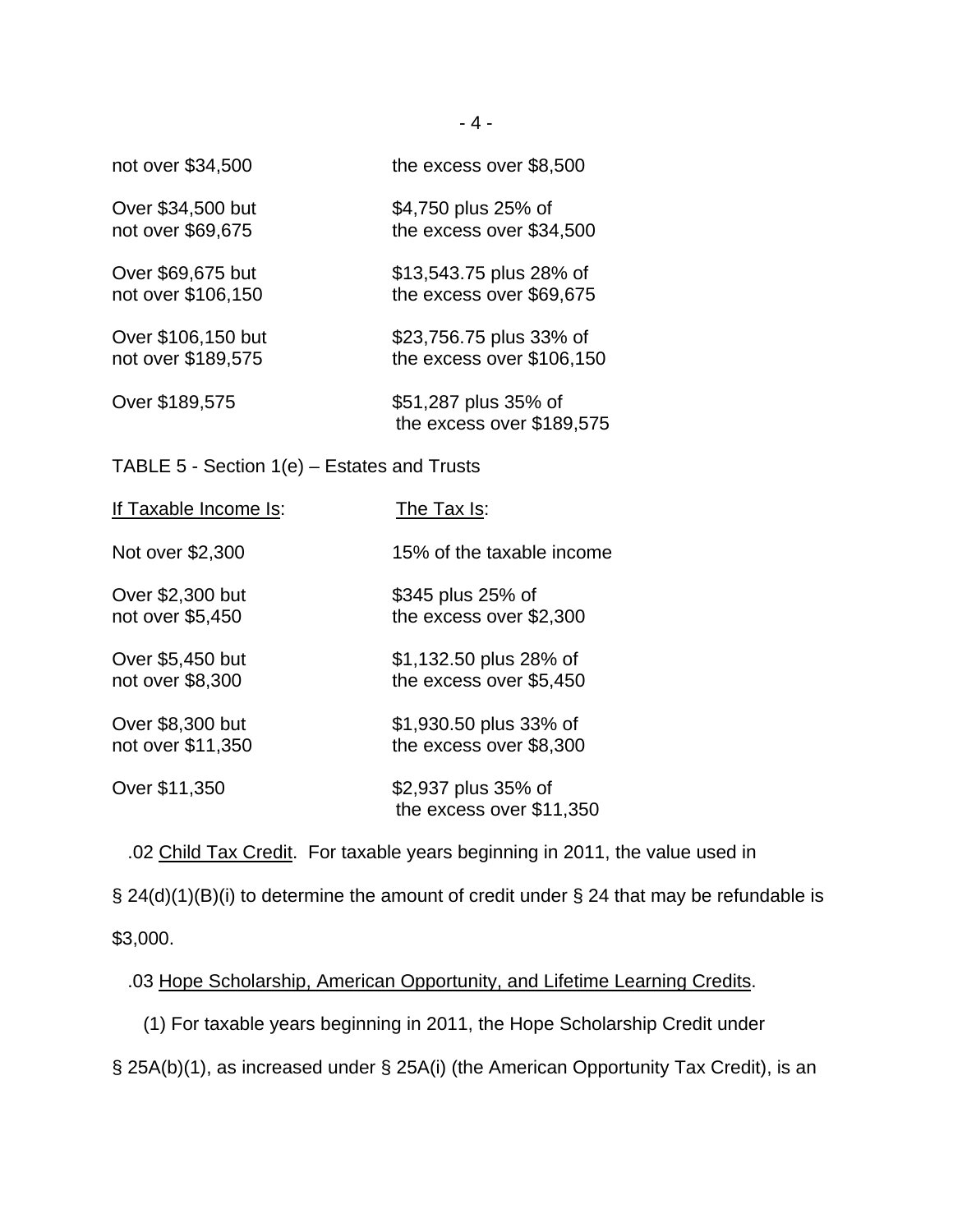| | |
|---|---|
| not over $34,500 | the excess over $8,500 |
| Over $34,500 but not over $69,675 | $4,750 plus 25% of the excess over $34,500 |
| Over $69,675 but not over $106,150 | $13,543.75 plus 28% of the excess over $69,675 |
| Over $106,150 but not over $189,575 | $23,756.75 plus 33% of the excess over $106,150 |
| Over $189,575 | $51,287 plus 35% of the excess over $189,575 |

TABLE 5 - Section 1(e) – Estates and Trusts

| If Taxable Income Is: | The Tax Is: |
|---|---|
| Not over $2,300 | 15% of the taxable income |
| Over $2,300 but not over $5,450 | $345 plus 25% of the excess over $2,300 |
| Over $5,450 but not over $8,300 | $1,132.50 plus 28% of the excess over $5,450 |
| Over $8,300 but not over $11,350 | $1,930.50 plus 33% of the excess over $8,300 |
| Over $11,350 | $2,937 plus 35% of the excess over $11,350 |

.02 Child Tax Credit. For taxable years beginning in 2011, the value used in § 24(d)(1)(B)(i) to determine the amount of credit under § 24 that may be refundable is $3,000.

.03 Hope Scholarship, American Opportunity, and Lifetime Learning Credits.

(1) For taxable years beginning in 2011, the Hope Scholarship Credit under § 25A(b)(1), as increased under § 25A(i) (the American Opportunity Tax Credit), is an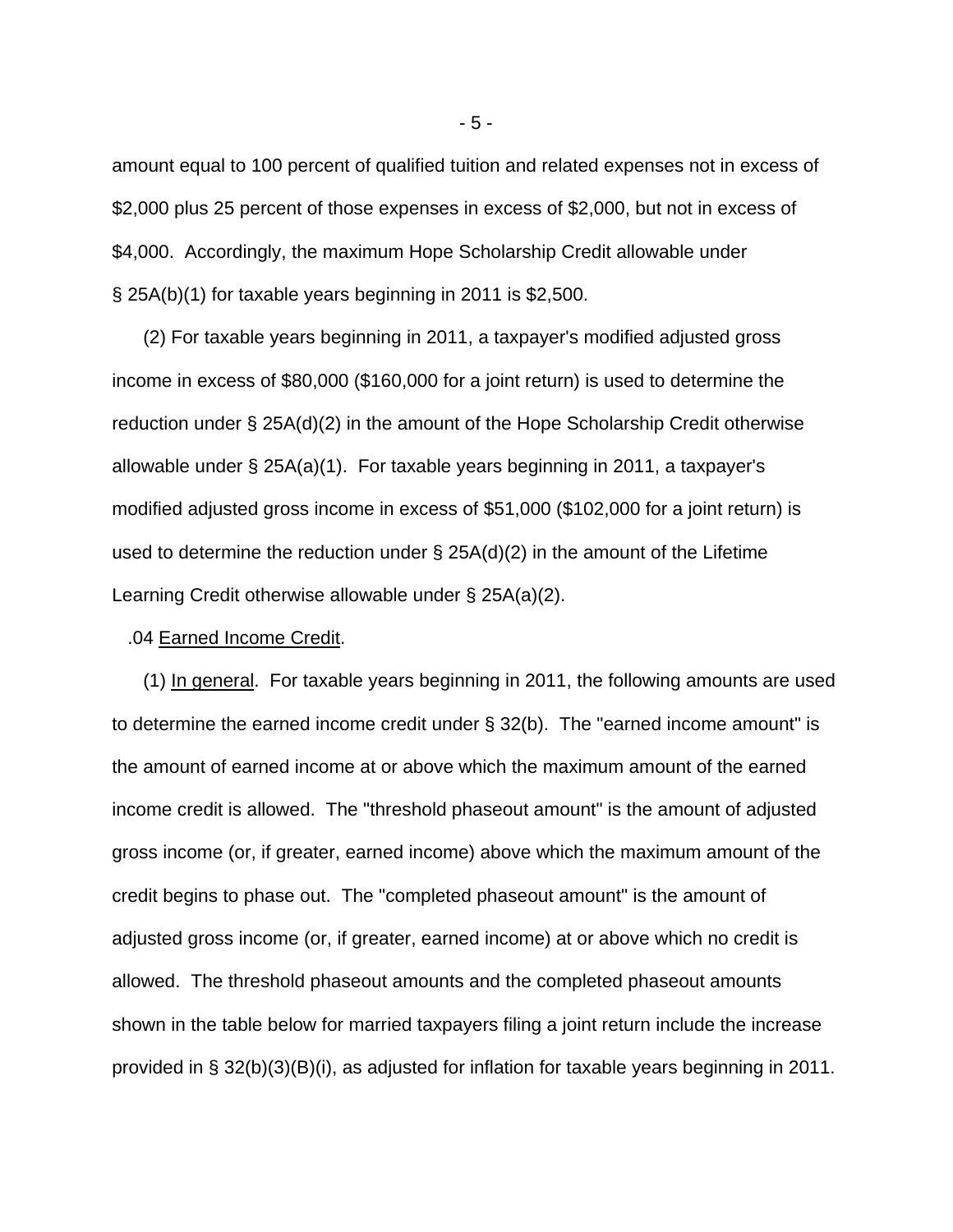amount equal to 100 percent of qualified tuition and related expenses not in excess of $2,000 plus 25 percent of those expenses in excess of $2,000, but not in excess of $4,000. Accordingly, the maximum Hope Scholarship Credit allowable under § 25A(b)(1) for taxable years beginning in 2011 is $2,500.

(2) For taxable years beginning in 2011, a taxpayer's modified adjusted gross income in excess of $80,000 ($160,000 for a joint return) is used to determine the reduction under § 25A(d)(2) in the amount of the Hope Scholarship Credit otherwise allowable under § 25A(a)(1). For taxable years beginning in 2011, a taxpayer's modified adjusted gross income in excess of $51,000 ($102,000 for a joint return) is used to determine the reduction under § 25A(d)(2) in the amount of the Lifetime Learning Credit otherwise allowable under § 25A(a)(2).

.04 Earned Income Credit.

(1) In general. For taxable years beginning in 2011, the following amounts are used to determine the earned income credit under § 32(b). The "earned income amount" is the amount of earned income at or above which the maximum amount of the earned income credit is allowed. The "threshold phaseout amount" is the amount of adjusted gross income (or, if greater, earned income) above which the maximum amount of the credit begins to phase out. The "completed phaseout amount" is the amount of adjusted gross income (or, if greater, earned income) at or above which no credit is allowed. The threshold phaseout amounts and the completed phaseout amounts shown in the table below for married taxpayers filing a joint return include the increase provided in § 32(b)(3)(B)(i), as adjusted for inflation for taxable years beginning in 2011.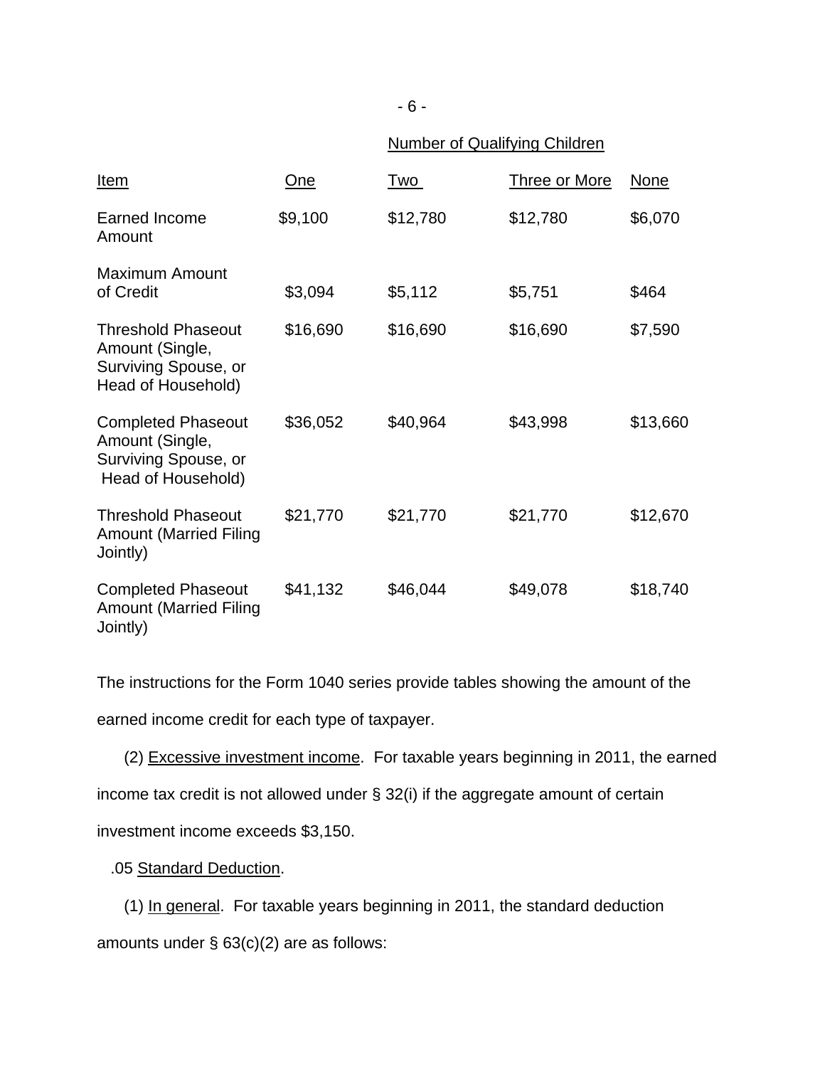| Item | Number of Qualifying Children | | | |
|---|---|---|---|---|
| | One | Two | Three or More | None |
| Earned Income Amount | $9,100 | $12,780 | $12,780 | $6,070 |
| Maximum Amount of Credit | $3,094 | $5,112 | $5,751 | $464 |
| Threshold Phaseout Amount (Single, Surviving Spouse, or Head of Household) | $16,690 | $16,690 | $16,690 | $7,590 |
| Completed Phaseout Amount (Single, Surviving Spouse, or Head of Household) | $36,052 | $40,964 | $43,998 | $13,660 |
| Threshold Phaseout Amount (Married Filing Jointly) | $21,770 | $21,770 | $21,770 | $12,670 |
| Completed Phaseout Amount (Married Filing Jointly) | $41,132 | $46,044 | $49,078 | $18,740 |

The instructions for the Form 1040 series provide tables showing the amount of the earned income credit for each type of taxpayer.

(2) Excessive investment income. For taxable years beginning in 2011, the earned income tax credit is not allowed under § 32(i) if the aggregate amount of certain investment income exceeds $3,150.

.05 Standard Deduction.

(1) In general. For taxable years beginning in 2011, the standard deduction amounts under § 63(c)(2) are as follows: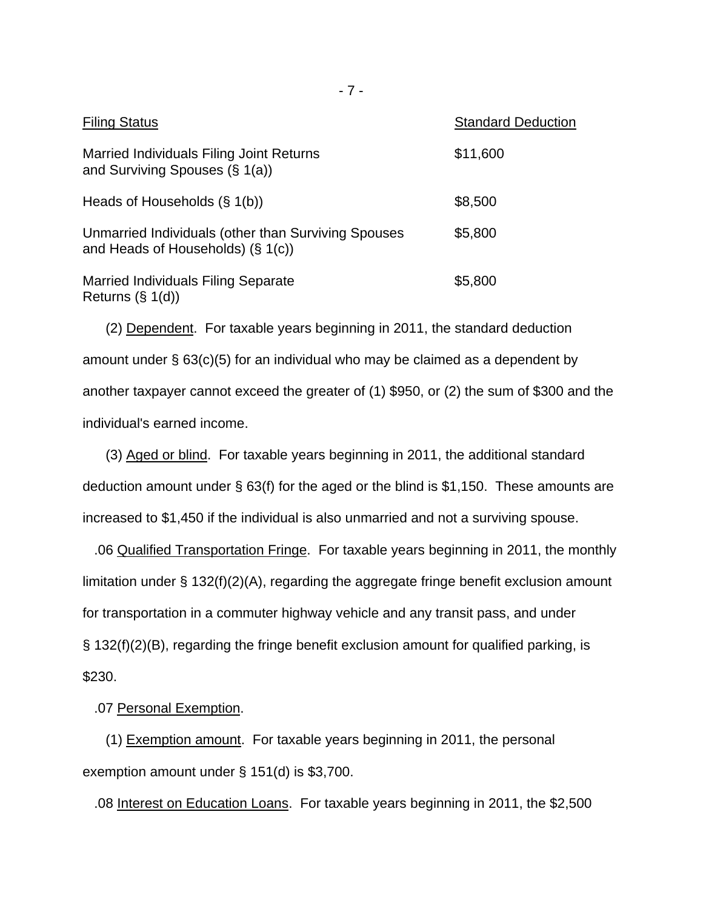| Filing Status | Standard Deduction |
| --- | --- |
| Married Individuals Filing Joint Returns and Surviving Spouses (§ 1(a)) | $11,600 |
| Heads of Households (§ 1(b)) | $8,500 |
| Unmarried Individuals (other than Surviving Spouses and Heads of Households) (§ 1(c)) | $5,800 |
| Married Individuals Filing Separate Returns (§ 1(d)) | $5,800 |

(2) Dependent. For taxable years beginning in 2011, the standard deduction amount under § 63(c)(5) for an individual who may be claimed as a dependent by another taxpayer cannot exceed the greater of (1) $950, or (2) the sum of $300 and the individual's earned income.

(3) Aged or blind. For taxable years beginning in 2011, the additional standard deduction amount under § 63(f) for the aged or the blind is $1,150. These amounts are increased to $1,450 if the individual is also unmarried and not a surviving spouse.

.06 Qualified Transportation Fringe. For taxable years beginning in 2011, the monthly limitation under § 132(f)(2)(A), regarding the aggregate fringe benefit exclusion amount for transportation in a commuter highway vehicle and any transit pass, and under § 132(f)(2)(B), regarding the fringe benefit exclusion amount for qualified parking, is $230.

.07 Personal Exemption.

(1) Exemption amount. For taxable years beginning in 2011, the personal exemption amount under § 151(d) is $3,700.

.08 Interest on Education Loans. For taxable years beginning in 2011, the $2,500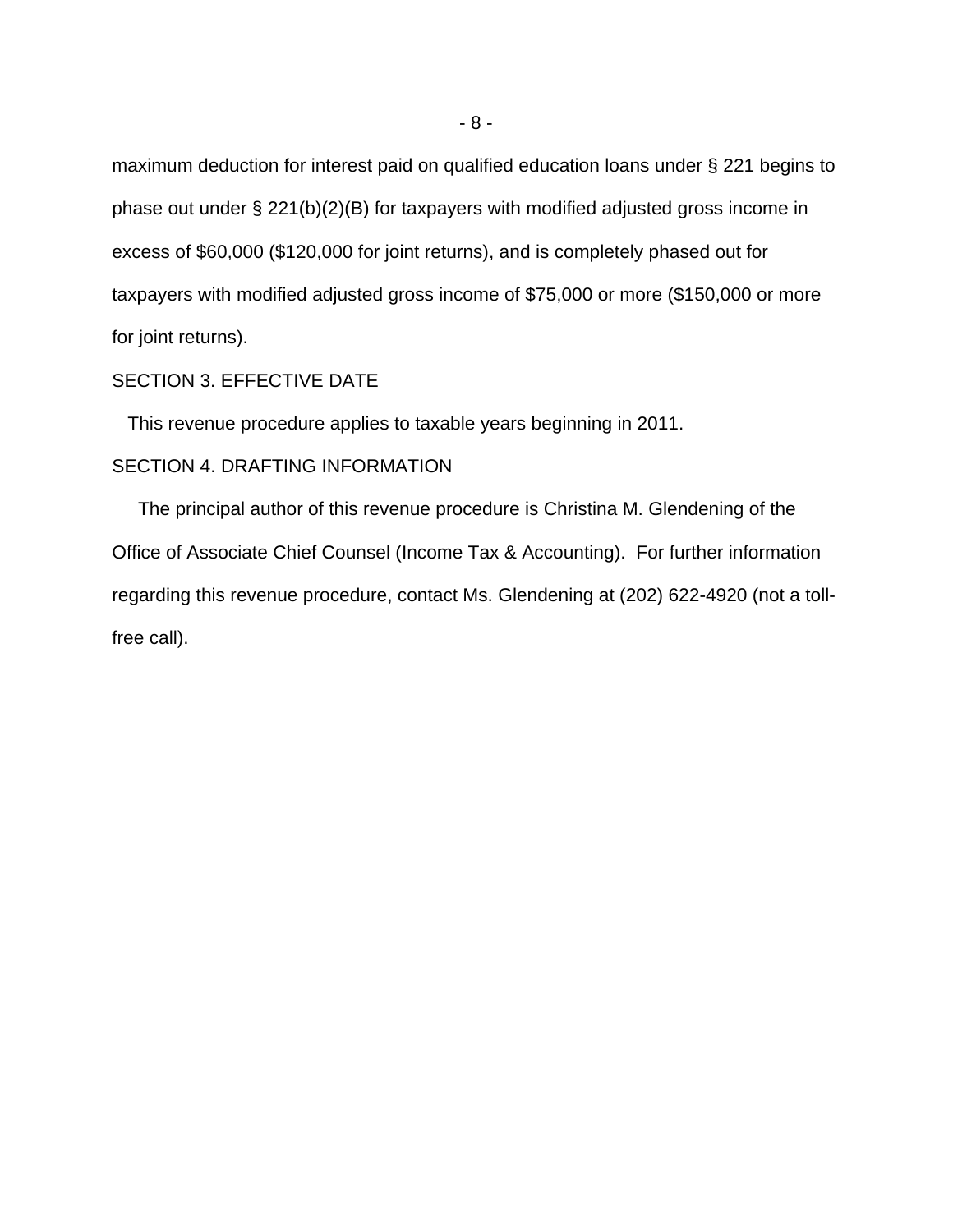maximum deduction for interest paid on qualified education loans under § 221 begins to phase out under § 221(b)(2)(B) for taxpayers with modified adjusted gross income in excess of $60,000 ($120,000 for joint returns), and is completely phased out for taxpayers with modified adjusted gross income of $75,000 or more ($150,000 or more for joint returns).

SECTION 3. EFFECTIVE DATE

This revenue procedure applies to taxable years beginning in 2011.

SECTION 4. DRAFTING INFORMATION

The principal author of this revenue procedure is Christina M. Glendening of the Office of Associate Chief Counsel (Income Tax & Accounting). For further information regarding this revenue procedure, contact Ms. Glendening at (202) 622-4920 (not a toll-free call).